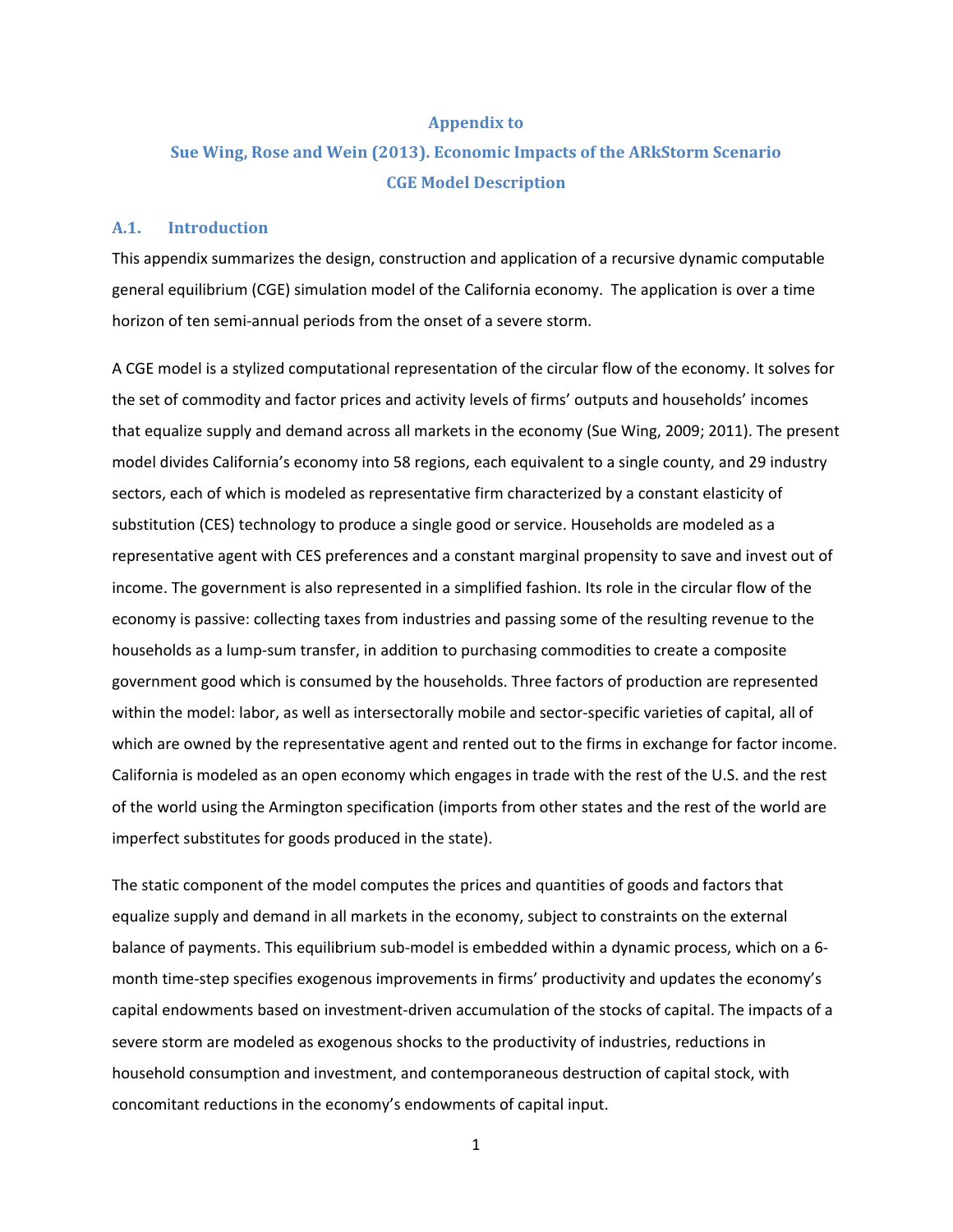# Appendix to

# Sue Wing, Rose and Wein (2013). Economic Impacts of the ARkStorm Scenario

# CGE Model Description

## A.1. Introduction

This appendix summarizes the design, construction and application of a recursive dynamic computable general equilibrium (CGE) simulation model of the California economy. The application is over a time horizon of ten semi-annual periods from the onset of a severe storm.

A CGE model is a stylized computational representation of the circular flow of the economy. It solves for the set of commodity and factor prices and activity levels of firms' outputs and households' incomes that equalize supply and demand across all markets in the economy (Sue Wing, 2009; 2011). The present model divides California's economy into 58 regions, each equivalent to a single county, and 29 industry sectors, each of which is modeled as representative firm characterized by a constant elasticity of substitution (CES) technology to produce a single good or service. Households are modeled as a representative agent with CES preferences and a constant marginal propensity to save and invest out of income. The government is also represented in a simplified fashion. Its role in the circular flow of the economy is passive: collecting taxes from industries and passing some of the resulting revenue to the households as a lump-sum transfer, in addition to purchasing commodities to create a composite government good which is consumed by the households. Three factors of production are represented within the model: labor, as well as intersectorally mobile and sector-specific varieties of capital, all of which are owned by the representative agent and rented out to the firms in exchange for factor income. California is modeled as an open economy which engages in trade with the rest of the U.S. and the rest of the world using the Armington specification (imports from other states and the rest of the world are imperfect substitutes for goods produced in the state).

The static component of the model computes the prices and quantities of goods and factors that equalize supply and demand in all markets in the economy, subject to constraints on the external balance of payments. This equilibrium sub-model is embedded within a dynamic process, which on a 6-month time-step specifies exogenous improvements in firms' productivity and updates the economy's capital endowments based on investment-driven accumulation of the stocks of capital. The impacts of a severe storm are modeled as exogenous shocks to the productivity of industries, reductions in household consumption and investment, and contemporaneous destruction of capital stock, with concomitant reductions in the economy's endowments of capital input.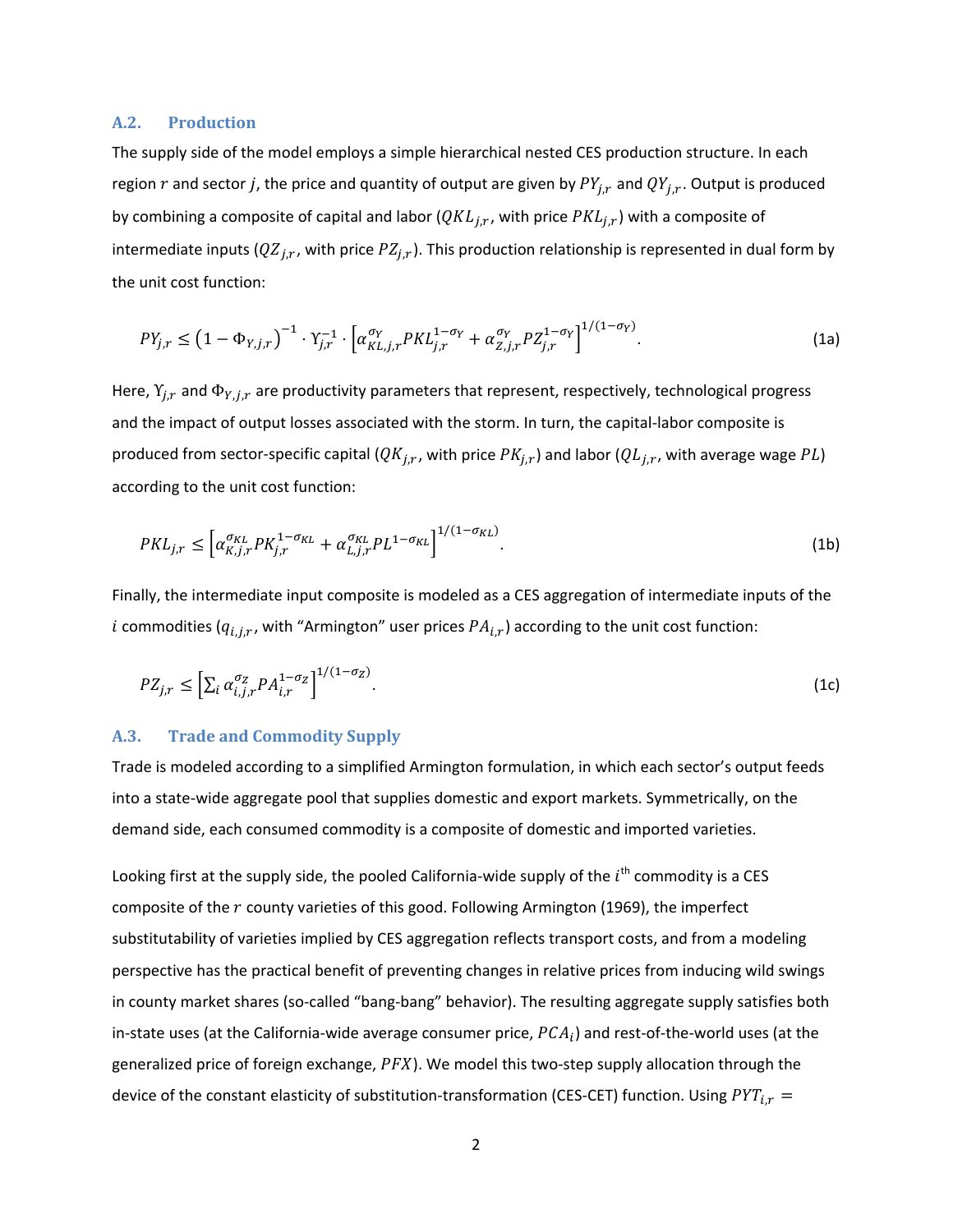### A.2. Production

The supply side of the model employs a simple hierarchical nested CES production structure. In each region $r$ and sector $j$, the price and quantity of output are given by $PY_{j,r}$ and $QY_{j,r}$. Output is produced by combining a composite of capital and labor ($QKL_{j,r}$, with price $PKL_{j,r}$) with a composite of intermediate inputs ($QZ_{j,r}$, with price $PZ_{j,r}$). This production relationship is represented in dual form by the unit cost function:

$$PY_{j,r} \leq \left(1 - \Phi_{Y,j,r}\right)^{-1} \cdot \Upsilon_{j,r}^{-1} \cdot \left[\alpha_{KL,j,r}^{\sigma_Y} PKL_{j,r}^{1-\sigma_Y} + \alpha_{Z,j,r}^{\sigma_Y} PZ_{j,r}^{1-\sigma_Y}\right]^{1/(1-\sigma_Y)}. \tag{1a}$$

Here, $\Upsilon_{j,r}$ and $\Phi_{Y,j,r}$ are productivity parameters that represent, respectively, technological progress and the impact of output losses associated with the storm. In turn, the capital-labor composite is produced from sector-specific capital ($QK_{j,r}$, with price $PK_{j,r}$) and labor ($QL_{j,r}$, with average wage $PL$) according to the unit cost function:

$$PKL_{j,r} \leq \left[\alpha_{K,j,r}^{\sigma_{KL}} PK_{j,r}^{1-\sigma_{KL}} + \alpha_{L,j,r}^{\sigma_{KL}} PL^{1-\sigma_{KL}}\right]^{1/(1-\sigma_{KL})}. \tag{1b}$$

Finally, the intermediate input composite is modeled as a CES aggregation of intermediate inputs of the $i$ commodities ($q_{i,j,r}$, with "Armington" user prices $PA_{i,r}$) according to the unit cost function:

$$PZ_{j,r} \leq \left[\sum_i \alpha_{i,j,r}^{\sigma_Z} PA_{i,r}^{1-\sigma_Z}\right]^{1/(1-\sigma_Z)}. \tag{1c}$$

### A.3. Trade and Commodity Supply

Trade is modeled according to a simplified Armington formulation, in which each sector's output feeds into a state-wide aggregate pool that supplies domestic and export markets. Symmetrically, on the demand side, each consumed commodity is a composite of domestic and imported varieties.

Looking first at the supply side, the pooled California-wide supply of the $i^{\text{th}}$ commodity is a CES composite of the $r$ county varieties of this good. Following Armington (1969), the imperfect substitutability of varieties implied by CES aggregation reflects transport costs, and from a modeling perspective has the practical benefit of preventing changes in relative prices from inducing wild swings in county market shares (so-called "bang-bang" behavior). The resulting aggregate supply satisfies both in-state uses (at the California-wide average consumer price, $PCA_i$) and rest-of-the-world uses (at the generalized price of foreign exchange, $PFX$). We model this two-step supply allocation through the device of the constant elasticity of substitution-transformation (CES-CET) function. Using $PYT_{i,r} =$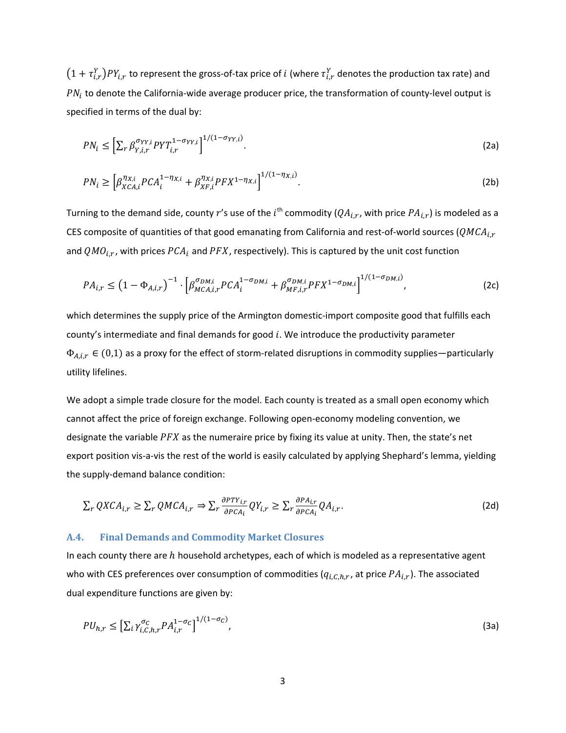$\left(1+\tau_{i,r}^{Y}\right)PY_{i,r}$ to represent the gross-of-tax price of $i$ (where $\tau_{i,r}^{Y}$ denotes the production tax rate) and $PN_i$ to denote the California-wide average producer price, the transformation of county-level output is specified in terms of the dual by:

$$PN_i \leq \left[\sum_r \beta_{Y,i,r}^{\sigma_{YY,i}} PYT_{i,r}^{1-\sigma_{YY,i}}\right]^{1/(1-\sigma_{YY,i})}. \tag{2a}$$

$$PN_i \geq \left[\beta_{XCA,i}^{\eta_{X,i}} PCA_i^{1-\eta_{X,i}} + \beta_{XF,i}^{\eta_{X,i}} PFX^{1-\eta_{X,i}}\right]^{1/(1-\eta_{X,i})}. \tag{2b}$$

Turning to the demand side, county $r$'s use of the $i^{\text{th}}$ commodity ($QA_{i,r}$, with price $PA_{i,r}$) is modeled as a CES composite of quantities of that good emanating from California and rest-of-world sources ($QMCA_{i,r}$ and $QMO_{i,r}$, with prices $PCA_i$ and $PFX$, respectively). This is captured by the unit cost function

$$PA_{i,r} \leq \left(1-\Phi_{A,i,r}\right)^{-1} \cdot \left[\beta_{MCA,i,r}^{\sigma_{DM,i}} PCA_i^{1-\sigma_{DM,i}} + \beta_{MF,i,r}^{\sigma_{DM,i}} PFX^{1-\sigma_{DM,i}}\right]^{1/(1-\sigma_{DM,i})}, \tag{2c}$$

which determines the supply price of the Armington domestic-import composite good that fulfills each county's intermediate and final demands for good $i$. We introduce the productivity parameter $\Phi_{A,i,r} \in (0,1)$ as a proxy for the effect of storm-related disruptions in commodity supplies—particularly utility lifelines.

We adopt a simple trade closure for the model. Each county is treated as a small open economy which cannot affect the price of foreign exchange. Following open-economy modeling convention, we designate the variable $PFX$ as the numeraire price by fixing its value at unity. Then, the state's net export position vis-a-vis the rest of the world is easily calculated by applying Shephard's lemma, yielding the supply-demand balance condition:

$$\sum_r QXCA_{i,r} \geq \sum_r QMCA_{i,r} \Rightarrow \sum_r \frac{\partial PTY_{i,r}}{\partial PCA_i} QY_{i,r} \geq \sum_r \frac{\partial PA_{i,r}}{\partial PCA_i} QA_{i,r}. \tag{2d}$$

### A.4. Final Demands and Commodity Market Closures

In each county there are $h$ household archetypes, each of which is modeled as a representative agent who with CES preferences over consumption of commodities ($q_{i,C,h,r}$, at price $PA_{i,r}$). The associated dual expenditure functions are given by:

$$PU_{h,r} \leq \left[\sum_i \gamma_{i,C,h,r}^{\sigma_C} PA_{i,r}^{1-\sigma_C}\right]^{1/(1-\sigma_C)}, \tag{3a}$$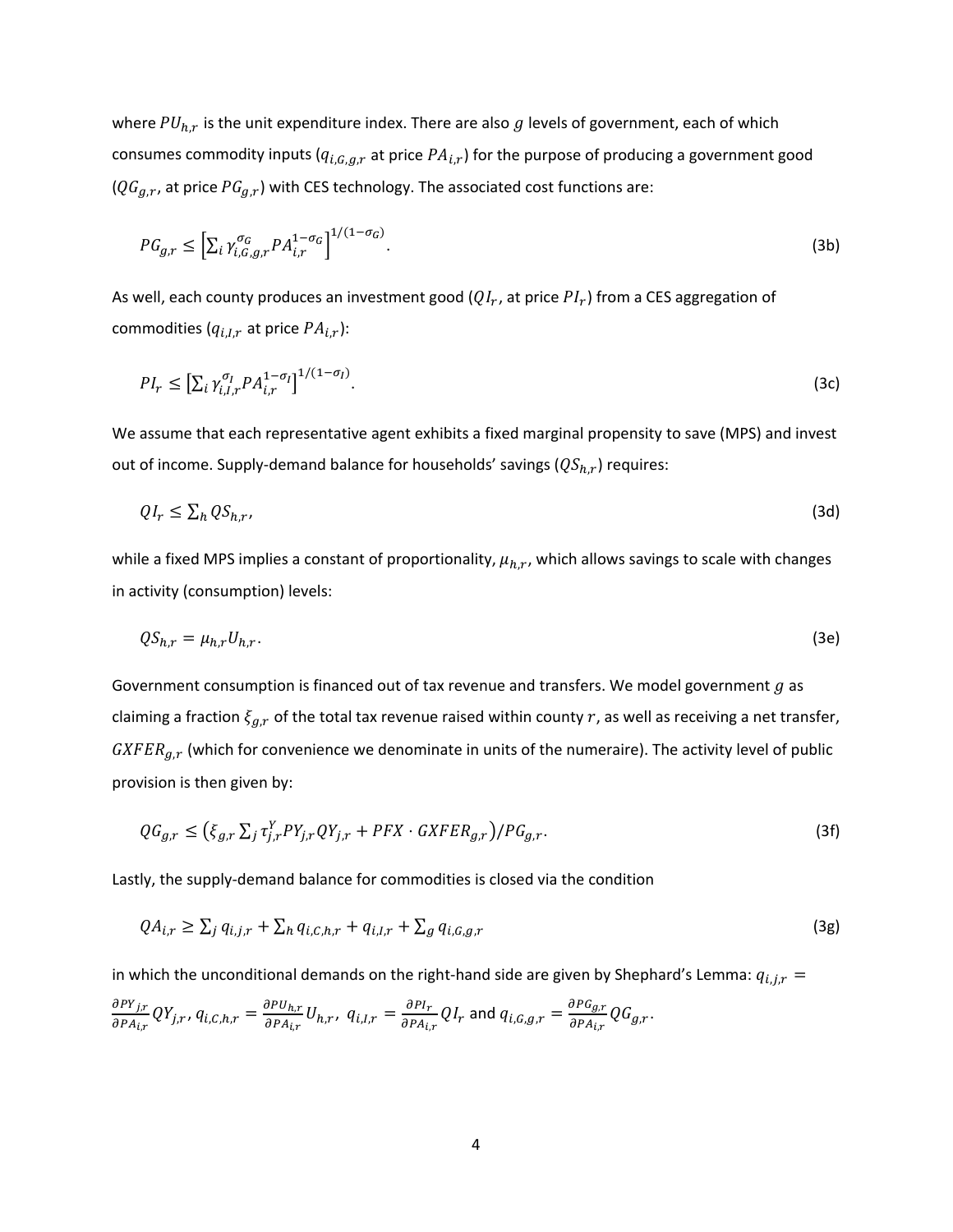where $PU_{h,r}$ is the unit expenditure index. There are also $g$ levels of government, each of which consumes commodity inputs ($q_{i,G,g,r}$ at price $PA_{i,r}$) for the purpose of producing a government good ($QG_{g,r}$, at price $PG_{g,r}$) with CES technology. The associated cost functions are:

$$PG_{g,r} \leq \left[\sum_i \gamma_{i,G,g,r}^{\sigma_G} PA_{i,r}^{1-\sigma_G}\right]^{1/(1-\sigma_G)}. \tag{3b}$$

As well, each county produces an investment good ($QI_r$, at price $PI_r$) from a CES aggregation of commodities ($q_{i,I,r}$ at price $PA_{i,r}$):

$$PI_r \leq \left[\sum_i \gamma_{i,I,r}^{\sigma_I} PA_{i,r}^{1-\sigma_I}\right]^{1/(1-\sigma_I)}. \tag{3c}$$

We assume that each representative agent exhibits a fixed marginal propensity to save (MPS) and invest out of income. Supply-demand balance for households' savings ($QS_{h,r}$) requires:

$$QI_r \leq \sum_h QS_{h,r}, \tag{3d}$$

while a fixed MPS implies a constant of proportionality, $\mu_{h,r}$, which allows savings to scale with changes in activity (consumption) levels:

$$QS_{h,r} = \mu_{h,r} U_{h,r}. \tag{3e}$$

Government consumption is financed out of tax revenue and transfers. We model government $g$ as claiming a fraction $\xi_{g,r}$ of the total tax revenue raised within county $r$, as well as receiving a net transfer, $GXFER_{g,r}$ (which for convenience we denominate in units of the numeraire). The activity level of public provision is then given by:

$$QG_{g,r} \leq \left(\xi_{g,r} \sum_j \tau_{j,r}^Y PY_{j,r} QY_{j,r} + PFX \cdot GXFER_{g,r}\right)/PG_{g,r}. \tag{3f}$$

Lastly, the supply-demand balance for commodities is closed via the condition

$$QA_{i,r} \geq \sum_j q_{i,j,r} + \sum_h q_{i,C,h,r} + q_{i,I,r} + \sum_g q_{i,G,g,r} \tag{3g}$$

in which the unconditional demands on the right-hand side are given by Shephard's Lemma: $q_{i,j,r} = \frac{\partial PY_{j,r}}{\partial PA_{i,r}} QY_{j,r}$, $q_{i,C,h,r} = \frac{\partial PU_{h,r}}{\partial PA_{i,r}} U_{h,r}$, $q_{i,I,r} = \frac{\partial PI_r}{\partial PA_{i,r}} QI_r$ and $q_{i,G,g,r} = \frac{\partial PG_{g,r}}{\partial PA_{i,r}} QG_{g,r}$.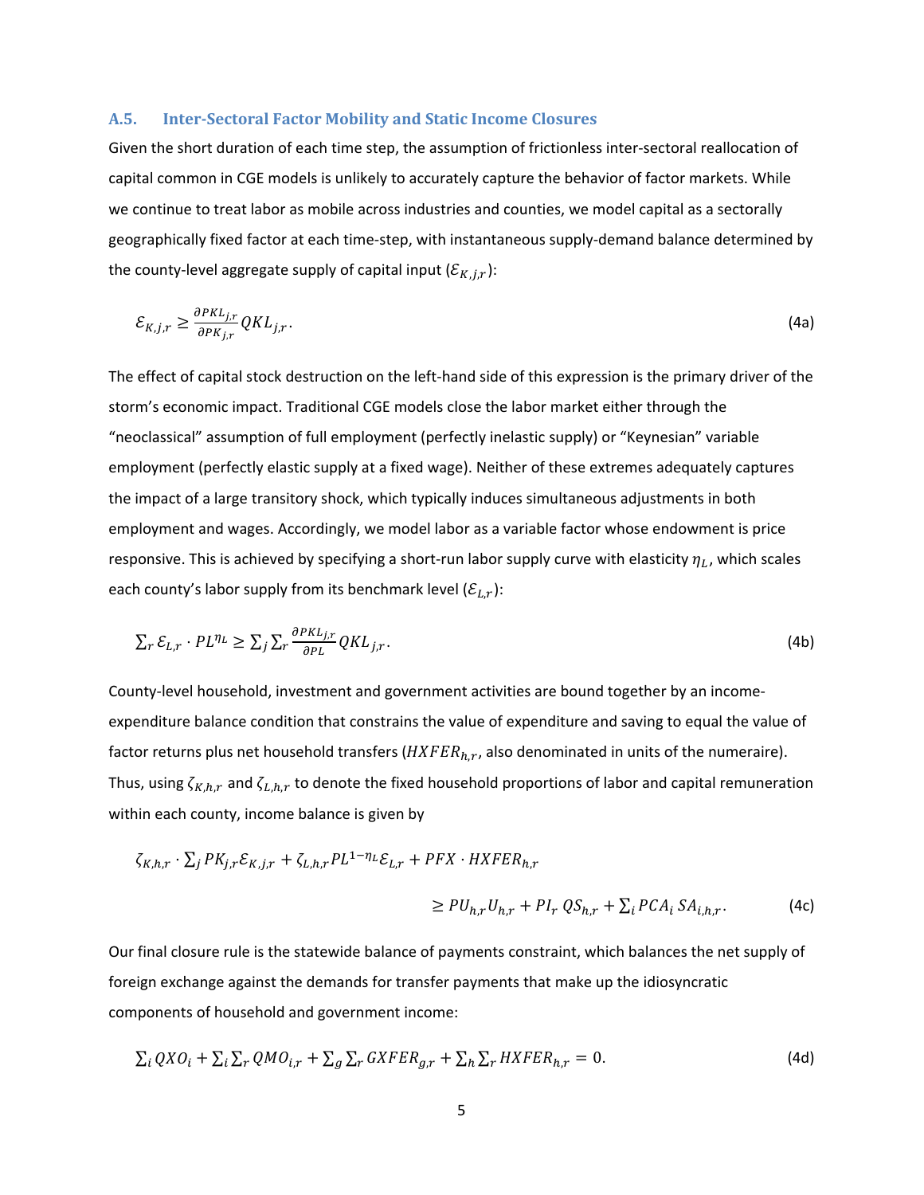### A.5. Inter-Sectoral Factor Mobility and Static Income Closures

Given the short duration of each time step, the assumption of frictionless inter-sectoral reallocation of capital common in CGE models is unlikely to accurately capture the behavior of factor markets. While we continue to treat labor as mobile across industries and counties, we model capital as a sectorally geographically fixed factor at each time-step, with instantaneous supply-demand balance determined by the county-level aggregate supply of capital input ($\mathcal{E}_{K,j,r}$):

$$\mathcal{E}_{K,j,r} \geq \frac{\partial PKL_{j,r}}{\partial PK_{j,r}} QKL_{j,r}. \tag{4a}$$

The effect of capital stock destruction on the left-hand side of this expression is the primary driver of the storm's economic impact. Traditional CGE models close the labor market either through the "neoclassical" assumption of full employment (perfectly inelastic supply) or "Keynesian" variable employment (perfectly elastic supply at a fixed wage). Neither of these extremes adequately captures the impact of a large transitory shock, which typically induces simultaneous adjustments in both employment and wages. Accordingly, we model labor as a variable factor whose endowment is price responsive. This is achieved by specifying a short-run labor supply curve with elasticity $\eta_L$, which scales each county's labor supply from its benchmark level ($\mathcal{E}_{L,r}$):

$$\sum_r \mathcal{E}_{L,r} \cdot PL^{\eta_L} \geq \sum_j \sum_r \frac{\partial PKL_{j,r}}{\partial PL} QKL_{j,r}. \tag{4b}$$

County-level household, investment and government activities are bound together by an income-expenditure balance condition that constrains the value of expenditure and saving to equal the value of factor returns plus net household transfers ($HXFER_{h,r}$, also denominated in units of the numeraire). Thus, using $\zeta_{K,h,r}$ and $\zeta_{L,h,r}$ to denote the fixed household proportions of labor and capital remuneration within each county, income balance is given by

$$\zeta_{K,h,r} \cdot \sum_j PK_{j,r}\mathcal{E}_{K,j,r} + \zeta_{L,h,r} PL^{1-\eta_L}\mathcal{E}_{L,r} + PFX \cdot HXFER_{h,r}$$
$$\geq PU_{h,r}U_{h,r} + PI_r\, QS_{h,r} + \sum_i PCA_i\, SA_{i,h,r}. \tag{4c}$$

Our final closure rule is the statewide balance of payments constraint, which balances the net supply of foreign exchange against the demands for transfer payments that make up the idiosyncratic components of household and government income:

$$\sum_i QXO_i + \sum_i \sum_r QMO_{i,r} + \sum_g \sum_r GXFER_{g,r} + \sum_h \sum_r HXFER_{h,r} = 0. \tag{4d}$$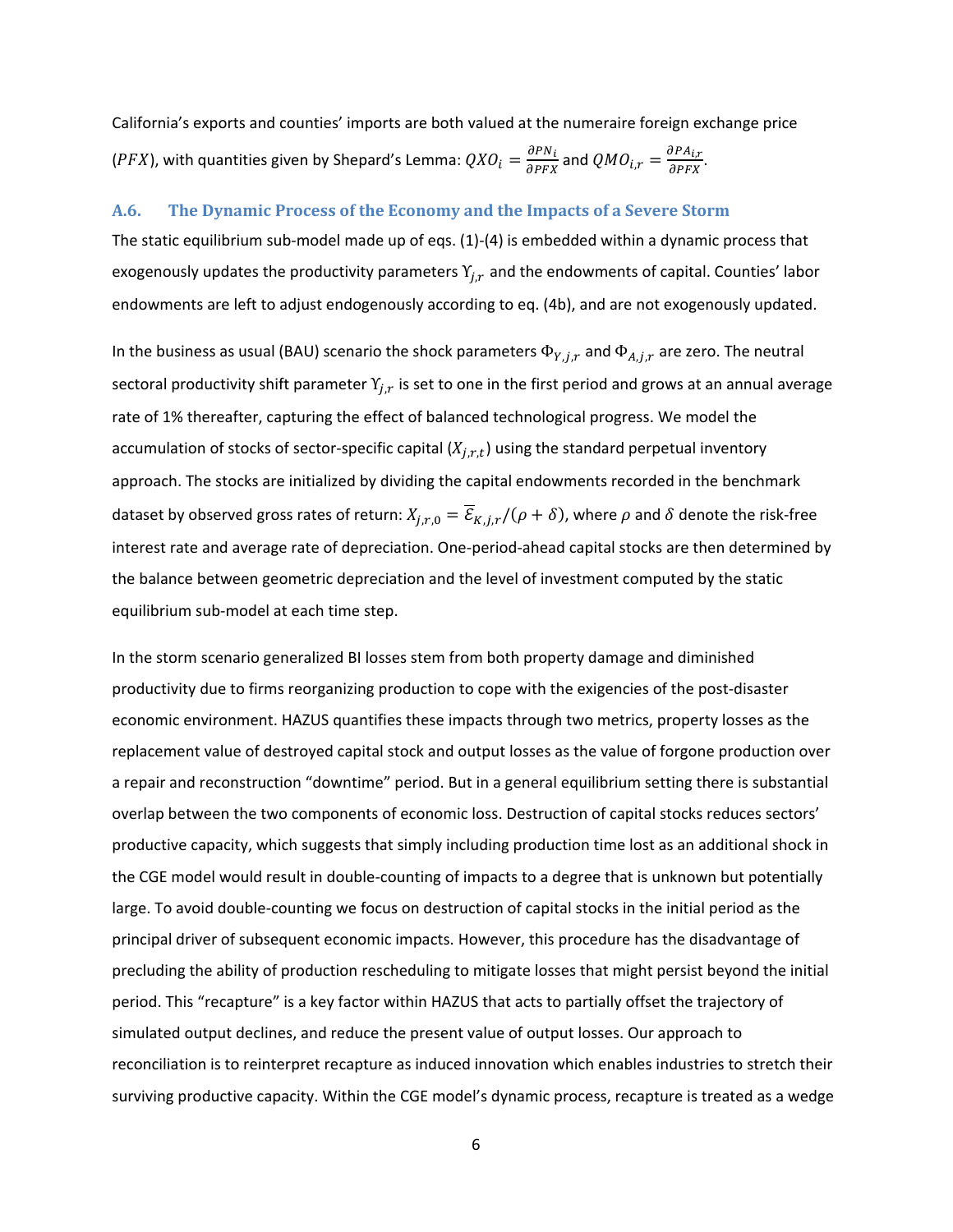California's exports and counties' imports are both valued at the numeraire foreign exchange price ($PFX$), with quantities given by Shepard's Lemma: $QXO_i = \frac{\partial PN_i}{\partial PFX}$ and $QMO_{i,r} = \frac{\partial PA_{i,r}}{\partial PFX}$.

### A.6. The Dynamic Process of the Economy and the Impacts of a Severe Storm

The static equilibrium sub-model made up of eqs. (1)-(4) is embedded within a dynamic process that exogenously updates the productivity parameters $\Upsilon_{j,r}$ and the endowments of capital. Counties' labor endowments are left to adjust endogenously according to eq. (4b), and are not exogenously updated.

In the business as usual (BAU) scenario the shock parameters $\Phi_{Y,j,r}$ and $\Phi_{A,j,r}$ are zero. The neutral sectoral productivity shift parameter $\Upsilon_{j,r}$ is set to one in the first period and grows at an annual average rate of 1% thereafter, capturing the effect of balanced technological progress. We model the accumulation of stocks of sector-specific capital ($X_{j,r,t}$) using the standard perpetual inventory approach. The stocks are initialized by dividing the capital endowments recorded in the benchmark dataset by observed gross rates of return: $X_{j,r,0} = \overline{\mathcal{E}}_{K,j,r}/(\rho + \delta)$, where $\rho$ and $\delta$ denote the risk-free interest rate and average rate of depreciation. One-period-ahead capital stocks are then determined by the balance between geometric depreciation and the level of investment computed by the static equilibrium sub-model at each time step.

In the storm scenario generalized BI losses stem from both property damage and diminished productivity due to firms reorganizing production to cope with the exigencies of the post-disaster economic environment. HAZUS quantifies these impacts through two metrics, property losses as the replacement value of destroyed capital stock and output losses as the value of forgone production over a repair and reconstruction "downtime" period. But in a general equilibrium setting there is substantial overlap between the two components of economic loss. Destruction of capital stocks reduces sectors' productive capacity, which suggests that simply including production time lost as an additional shock in the CGE model would result in double-counting of impacts to a degree that is unknown but potentially large. To avoid double-counting we focus on destruction of capital stocks in the initial period as the principal driver of subsequent economic impacts. However, this procedure has the disadvantage of precluding the ability of production rescheduling to mitigate losses that might persist beyond the initial period. This "recapture" is a key factor within HAZUS that acts to partially offset the trajectory of simulated output declines, and reduce the present value of output losses. Our approach to reconciliation is to reinterpret recapture as induced innovation which enables industries to stretch their surviving productive capacity. Within the CGE model's dynamic process, recapture is treated as a wedge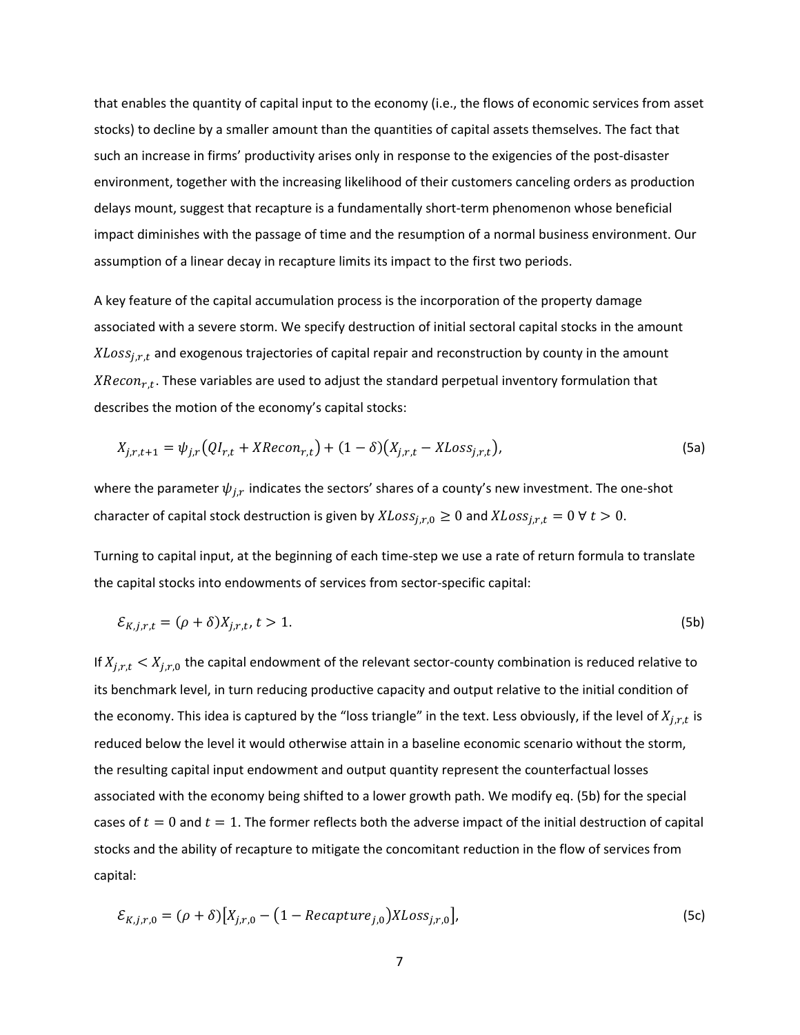that enables the quantity of capital input to the economy (i.e., the flows of economic services from asset stocks) to decline by a smaller amount than the quantities of capital assets themselves. The fact that such an increase in firms' productivity arises only in response to the exigencies of the post-disaster environment, together with the increasing likelihood of their customers canceling orders as production delays mount, suggest that recapture is a fundamentally short-term phenomenon whose beneficial impact diminishes with the passage of time and the resumption of a normal business environment. Our assumption of a linear decay in recapture limits its impact to the first two periods.

A key feature of the capital accumulation process is the incorporation of the property damage associated with a severe storm. We specify destruction of initial sectoral capital stocks in the amount $XLoss_{j,r,t}$ and exogenous trajectories of capital repair and reconstruction by county in the amount $XRecon_{r,t}$. These variables are used to adjust the standard perpetual inventory formulation that describes the motion of the economy's capital stocks:

$$X_{j,r,t+1} = \psi_{j,r}(QI_{r,t} + XRecon_{r,t}) + (1 - \delta)(X_{j,r,t} - XLoss_{j,r,t}), \tag{5a}$$

where the parameter $\psi_{j,r}$ indicates the sectors' shares of a county's new investment. The one-shot character of capital stock destruction is given by $XLoss_{j,r,0} \geq 0$ and $XLoss_{j,r,t} = 0 \; \forall \; t > 0$.

Turning to capital input, at the beginning of each time-step we use a rate of return formula to translate the capital stocks into endowments of services from sector-specific capital:

$$\mathcal{E}_{K,j,r,t} = (\rho + \delta)X_{j,r,t}, \; t > 1. \tag{5b}$$

If $X_{j,r,t} < X_{j,r,0}$ the capital endowment of the relevant sector-county combination is reduced relative to its benchmark level, in turn reducing productive capacity and output relative to the initial condition of the economy. This idea is captured by the "loss triangle" in the text. Less obviously, if the level of $X_{j,r,t}$ is reduced below the level it would otherwise attain in a baseline economic scenario without the storm, the resulting capital input endowment and output quantity represent the counterfactual losses associated with the economy being shifted to a lower growth path. We modify eq. (5b) for the special cases of $t = 0$ and $t = 1$. The former reflects both the adverse impact of the initial destruction of capital stocks and the ability of recapture to mitigate the concomitant reduction in the flow of services from capital:

$$\mathcal{E}_{K,j,r,0} = (\rho + \delta)[X_{j,r,0} - (1 - Recapture_{j,0})XLoss_{j,r,0}], \tag{5c}$$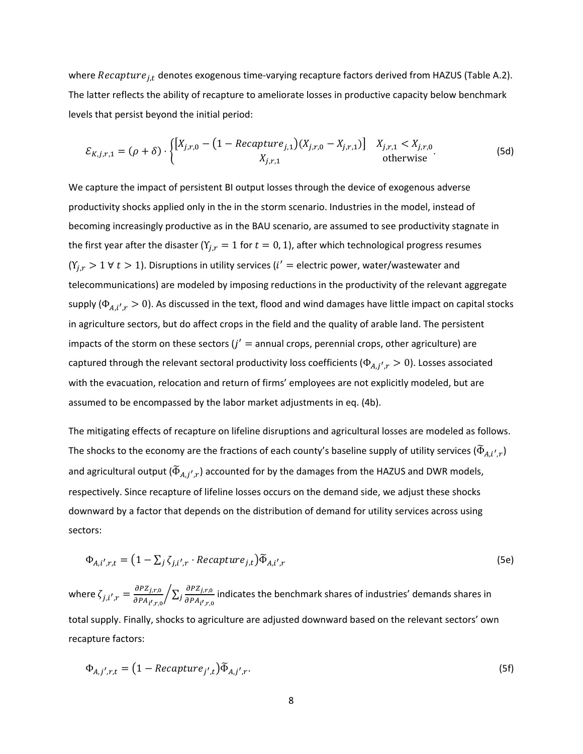where $Recapture_{j,t}$ denotes exogenous time-varying recapture factors derived from HAZUS (Table A.2). The latter reflects the ability of recapture to ameliorate losses in productive capacity below benchmark levels that persist beyond the initial period:

$$\mathcal{E}_{K,j,r,1} = (\rho + \delta) \cdot \begin{cases} \left[X_{j,r,0} - \left(1 - Recapture_{j,1}\right)\left(X_{j,r,0} - X_{j,r,1}\right)\right] & X_{j,r,1} < X_{j,r,0} \\ X_{j,r,1} & \text{otherwise} \end{cases}. \tag{5d}$$

We capture the impact of persistent BI output losses through the device of exogenous adverse productivity shocks applied only in the in the storm scenario. Industries in the model, instead of becoming increasingly productive as in the BAU scenario, are assumed to see productivity stagnate in the first year after the disaster ($\Upsilon_{j,r} = 1$ for $t = 0, 1$), after which technological progress resumes ($\Upsilon_{j,r} > 1 \; \forall \; t > 1$). Disruptions in utility services ($i' =$ electric power, water/wastewater and telecommunications) are modeled by imposing reductions in the productivity of the relevant aggregate supply ($\Phi_{A,i',r} > 0$). As discussed in the text, flood and wind damages have little impact on capital stocks in agriculture sectors, but do affect crops in the field and the quality of arable land. The persistent impacts of the storm on these sectors ($j' =$ annual crops, perennial crops, other agriculture) are captured through the relevant sectoral productivity loss coefficients ($\Phi_{A,j',r} > 0$). Losses associated with the evacuation, relocation and return of firms' employees are not explicitly modeled, but are assumed to be encompassed by the labor market adjustments in eq. (4b).

The mitigating effects of recapture on lifeline disruptions and agricultural losses are modeled as follows. The shocks to the economy are the fractions of each county's baseline supply of utility services ($\widetilde{\Phi}_{A,i',r}$) and agricultural output ($\widetilde{\Phi}_{A,j',r}$) accounted for by the damages from the HAZUS and DWR models, respectively. Since recapture of lifeline losses occurs on the demand side, we adjust these shocks downward by a factor that depends on the distribution of demand for utility services across using sectors:

$$\Phi_{A,i',r,t} = \left(1 - \textstyle\sum_j \zeta_{j,i',r} \cdot Recapture_{j,t}\right)\widetilde{\Phi}_{A,i',r} \tag{5e}$$

where $\zeta_{j,i',r} = \frac{\partial PZ_{j,r,0}}{\partial PA_{i',r,0}} \Big/ \sum_j \frac{\partial PZ_{j,r,0}}{\partial PA_{i',r,0}}$ indicates the benchmark shares of industries' demands shares in total supply. Finally, shocks to agriculture are adjusted downward based on the relevant sectors' own recapture factors:

$$\Phi_{A,j',r,t} = \left(1 - Recapture_{j',t}\right)\widetilde{\Phi}_{A,j',r}. \tag{5f}$$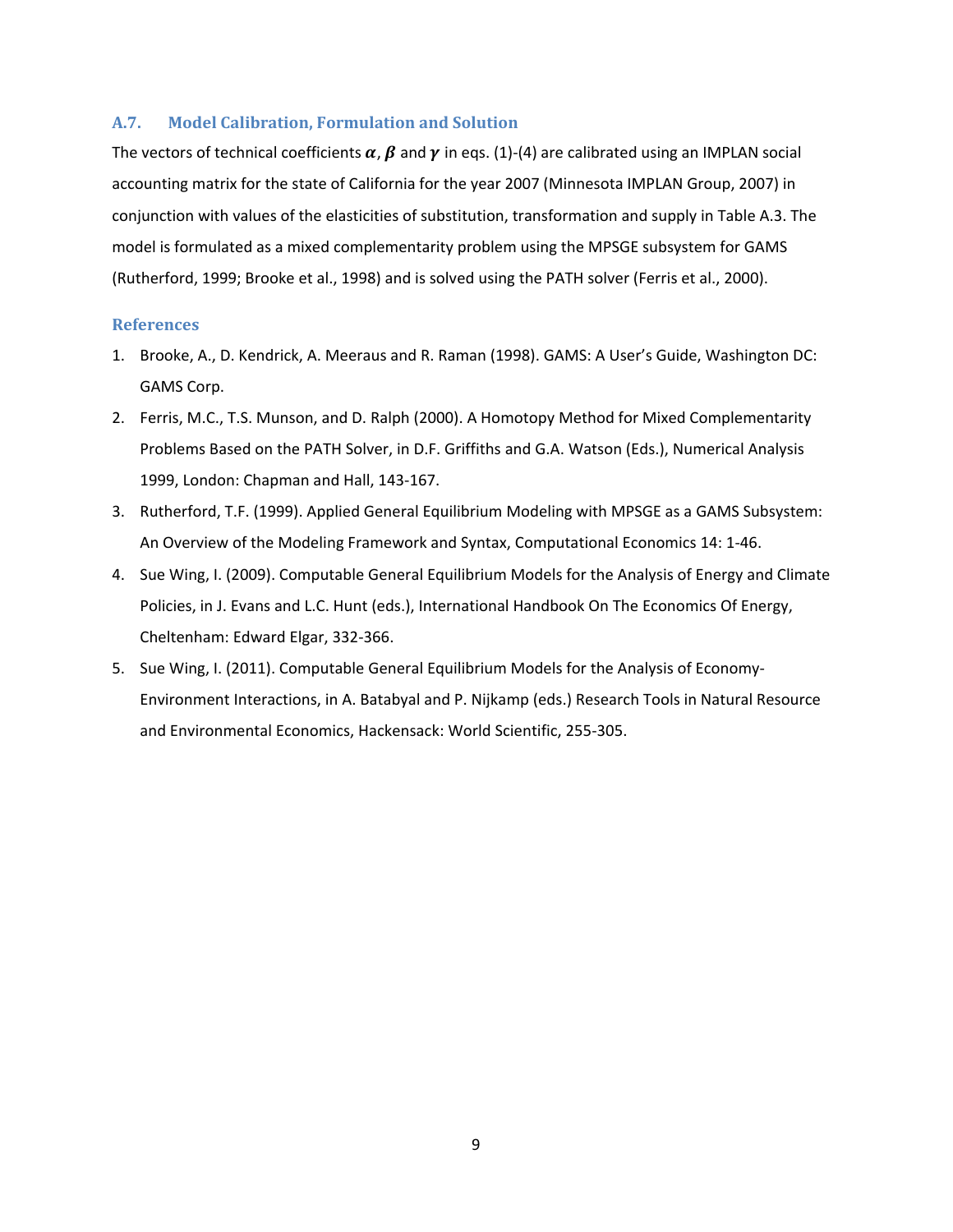### A.7. Model Calibration, Formulation and Solution

The vectors of technical coefficients $\boldsymbol{\alpha}$, $\boldsymbol{\beta}$ and $\boldsymbol{\gamma}$ in eqs. (1)-(4) are calibrated using an IMPLAN social accounting matrix for the state of California for the year 2007 (Minnesota IMPLAN Group, 2007) in conjunction with values of the elasticities of substitution, transformation and supply in Table A.3. The model is formulated as a mixed complementarity problem using the MPSGE subsystem for GAMS (Rutherford, 1999; Brooke et al., 1998) and is solved using the PATH solver (Ferris et al., 2000).

### References

1. Brooke, A., D. Kendrick, A. Meeraus and R. Raman (1998). GAMS: A User's Guide, Washington DC: GAMS Corp.
2. Ferris, M.C., T.S. Munson, and D. Ralph (2000). A Homotopy Method for Mixed Complementarity Problems Based on the PATH Solver, in D.F. Griffiths and G.A. Watson (Eds.), Numerical Analysis 1999, London: Chapman and Hall, 143-167.
3. Rutherford, T.F. (1999). Applied General Equilibrium Modeling with MPSGE as a GAMS Subsystem: An Overview of the Modeling Framework and Syntax, Computational Economics 14: 1-46.
4. Sue Wing, I. (2009). Computable General Equilibrium Models for the Analysis of Energy and Climate Policies, in J. Evans and L.C. Hunt (eds.), International Handbook On The Economics Of Energy, Cheltenham: Edward Elgar, 332-366.
5. Sue Wing, I. (2011). Computable General Equilibrium Models for the Analysis of Economy-Environment Interactions, in A. Batabyal and P. Nijkamp (eds.) Research Tools in Natural Resource and Environmental Economics, Hackensack: World Scientific, 255-305.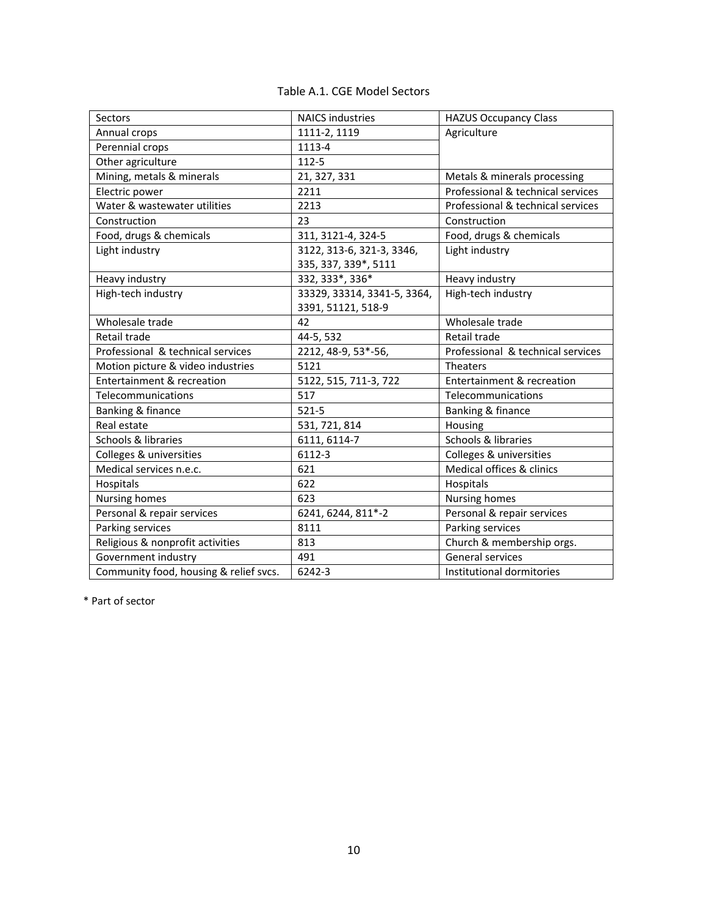Table A.1. CGE Model Sectors

| Sectors | NAICS industries | HAZUS Occupancy Class |
|---|---|---|
| Annual crops | 1111-2, 1119 | Agriculture |
| Perennial crops | 1113-4 | |
| Other agriculture | 112-5 | |
| Mining, metals & minerals | 21, 327, 331 | Metals & minerals processing |
| Electric power | 2211 | Professional & technical services |
| Water & wastewater utilities | 2213 | Professional & technical services |
| Construction | 23 | Construction |
| Food, drugs & chemicals | 311, 3121-4, 324-5 | Food, drugs & chemicals |
| Light industry | 3122, 313-6, 321-3, 3346, 335, 337, 339*, 5111 | Light industry |
| Heavy industry | 332, 333*, 336* | Heavy industry |
| High-tech industry | 33329, 33314, 3341-5, 3364, 3391, 51121, 518-9 | High-tech industry |
| Wholesale trade | 42 | Wholesale trade |
| Retail trade | 44-5, 532 | Retail trade |
| Professional & technical services | 2212, 48-9, 53*-56, | Professional & technical services |
| Motion picture & video industries | 5121 | Theaters |
| Entertainment & recreation | 5122, 515, 711-3, 722 | Entertainment & recreation |
| Telecommunications | 517 | Telecommunications |
| Banking & finance | 521-5 | Banking & finance |
| Real estate | 531, 721, 814 | Housing |
| Schools & libraries | 6111, 6114-7 | Schools & libraries |
| Colleges & universities | 6112-3 | Colleges & universities |
| Medical services n.e.c. | 621 | Medical offices & clinics |
| Hospitals | 622 | Hospitals |
| Nursing homes | 623 | Nursing homes |
| Personal & repair services | 6241, 6244, 811*-2 | Personal & repair services |
| Parking services | 8111 | Parking services |
| Religious & nonprofit activities | 813 | Church & membership orgs. |
| Government industry | 491 | General services |
| Community food, housing & relief svcs. | 6242-3 | Institutional dormitories |

* Part of sector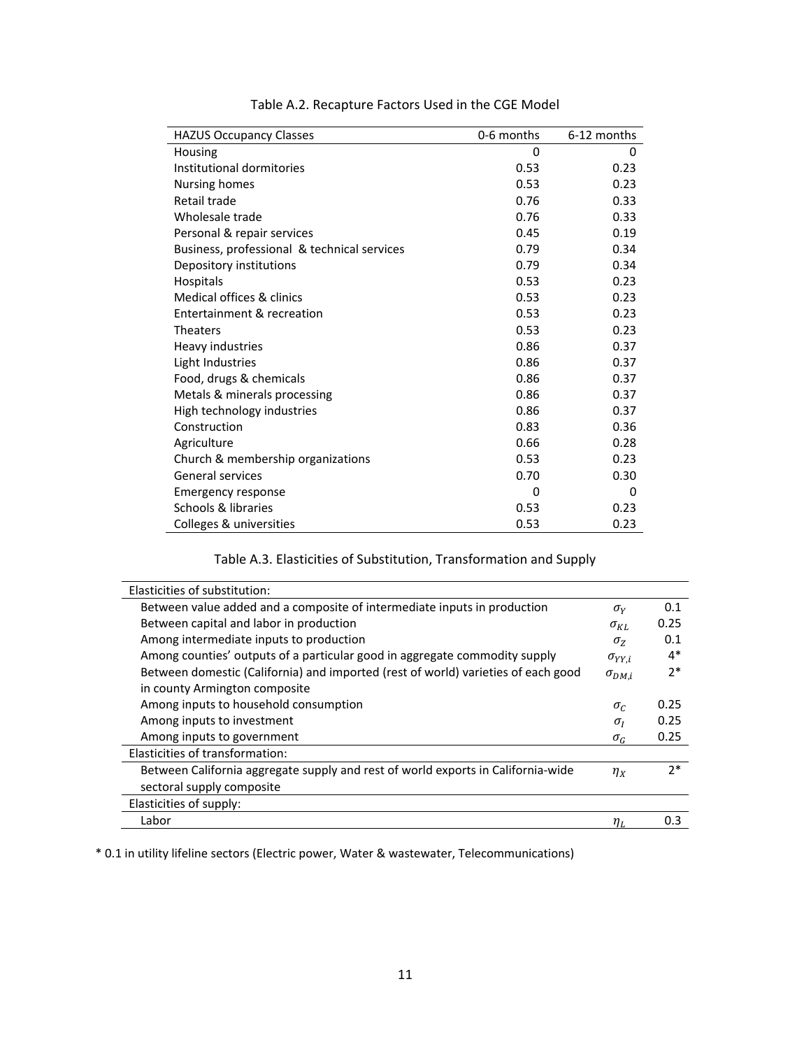Table A.2. Recapture Factors Used in the CGE Model

| HAZUS Occupancy Classes | 0-6 months | 6-12 months |
|---|---|---|
| Housing | 0 | 0 |
| Institutional dormitories | 0.53 | 0.23 |
| Nursing homes | 0.53 | 0.23 |
| Retail trade | 0.76 | 0.33 |
| Wholesale trade | 0.76 | 0.33 |
| Personal & repair services | 0.45 | 0.19 |
| Business, professional & technical services | 0.79 | 0.34 |
| Depository institutions | 0.79 | 0.34 |
| Hospitals | 0.53 | 0.23 |
| Medical offices & clinics | 0.53 | 0.23 |
| Entertainment & recreation | 0.53 | 0.23 |
| Theaters | 0.53 | 0.23 |
| Heavy industries | 0.86 | 0.37 |
| Light Industries | 0.86 | 0.37 |
| Food, drugs & chemicals | 0.86 | 0.37 |
| Metals & minerals processing | 0.86 | 0.37 |
| High technology industries | 0.86 | 0.37 |
| Construction | 0.83 | 0.36 |
| Agriculture | 0.66 | 0.28 |
| Church & membership organizations | 0.53 | 0.23 |
| General services | 0.70 | 0.30 |
| Emergency response | 0 | 0 |
| Schools & libraries | 0.53 | 0.23 |
| Colleges & universities | 0.53 | 0.23 |

Table A.3. Elasticities of Substitution, Transformation and Supply

| | | |
|---|---|---|
| Elasticities of substitution: | | |
| Between value added and a composite of intermediate inputs in production | $\sigma_Y$ | 0.1 |
| Between capital and labor in production | $\sigma_{KL}$ | 0.25 |
| Among intermediate inputs to production | $\sigma_Z$ | 0.1 |
| Among counties' outputs of a particular good in aggregate commodity supply | $\sigma_{YY,i}$ | 4* |
| Between domestic (California) and imported (rest of world) varieties of each good in county Armington composite | $\sigma_{DM,i}$ | 2* |
| Among inputs to household consumption | $\sigma_C$ | 0.25 |
| Among inputs to investment | $\sigma_I$ | 0.25 |
| Among inputs to government | $\sigma_G$ | 0.25 |
| Elasticities of transformation: | | |
| Between California aggregate supply and rest of world exports in California-wide sectoral supply composite | $\eta_X$ | 2* |
| Elasticities of supply: | | |
| Labor | $\eta_L$ | 0.3 |

* 0.1 in utility lifeline sectors (Electric power, Water & wastewater, Telecommunications)